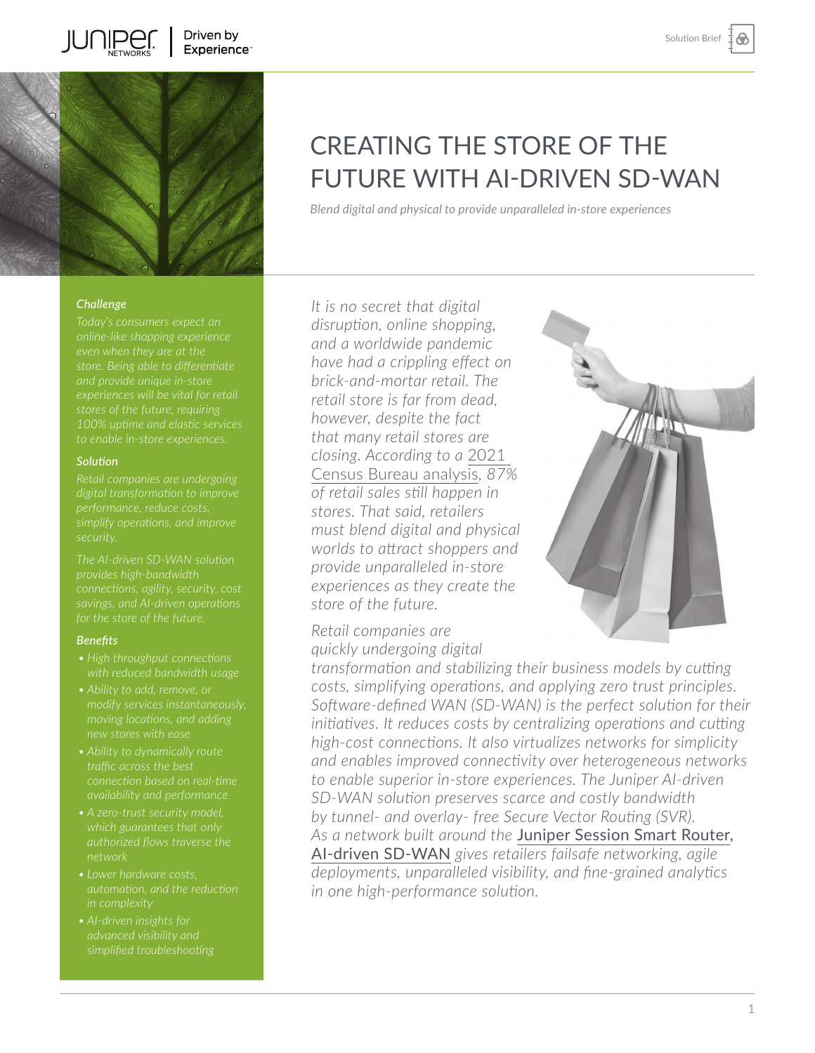# CREATING THE STORE OF THE FUTURE WITH AI-DRIVEN SD-WAN

*Blend digital and physical to provide unparalleled in-store experiences*

### Challenge

*Today's consumers expect an online-like shopping experience even when they are at the store. Being able to differentiate and provide unique in-store experiences will be vital for retail stores of the future, requiring 100% uptime and elastic services to enable in-store experiences.*

### Solution

*Retail companies are undergoing digital transformation to improve performance, reduce costs, simplify operations, and improve security.*

*The AI-driven SD-WAN solution provides high-bandwidth connections, agility, security, cost savings, and AI-driven operations for the store of the future.*

### Benefits

- *High throughput connections with reduced bandwidth usage*
- *Ability to add, remove, or modify services instantaneously, moving locations, and adding new stores with ease*
- *Ability to dynamically route traffic across the best connection based on real-time availability and performance*
- *A zero-trust security model, which guarantees that only authorized flows traverse the network*
- *Lower hardware costs, automation, and the reduction in complexity*
- *AI-driven insights for advanced visibility and simplified troubleshooting*

*It is no secret that digital disruption, online shopping, and a worldwide pandemic have had a crippling effect on brick-and-mortar retail. The retail store is far from dead, however, despite the fact that many retail stores are closing. According to a 2021 Census Bureau analysis, 87% of retail sales still happen in stores. That said, retailers must blend digital and physical worlds to attract shoppers and provide unparalleled in-store experiences as they create the store of the future.*

*Retail companies are quickly undergoing digital transformation and stabilizing their business models by cutting costs, simplifying operations, and applying zero trust principles. Software-defined WAN (SD-WAN) is the perfect solution for their initiatives. It reduces costs by centralizing operations and cutting high-cost connections. It also virtualizes networks for simplicity and enables improved connectivity over heterogeneous networks to enable superior in-store experiences. The Juniper AI-driven SD-WAN solution preserves scarce and costly bandwidth by tunnel- and overlay- free Secure Vector Routing (SVR). As a network built around the Juniper Session Smart Router, AI-driven SD-WAN gives retailers failsafe networking, agile deployments, unparalleled visibility, and fine-grained analytics in one high-performance solution.*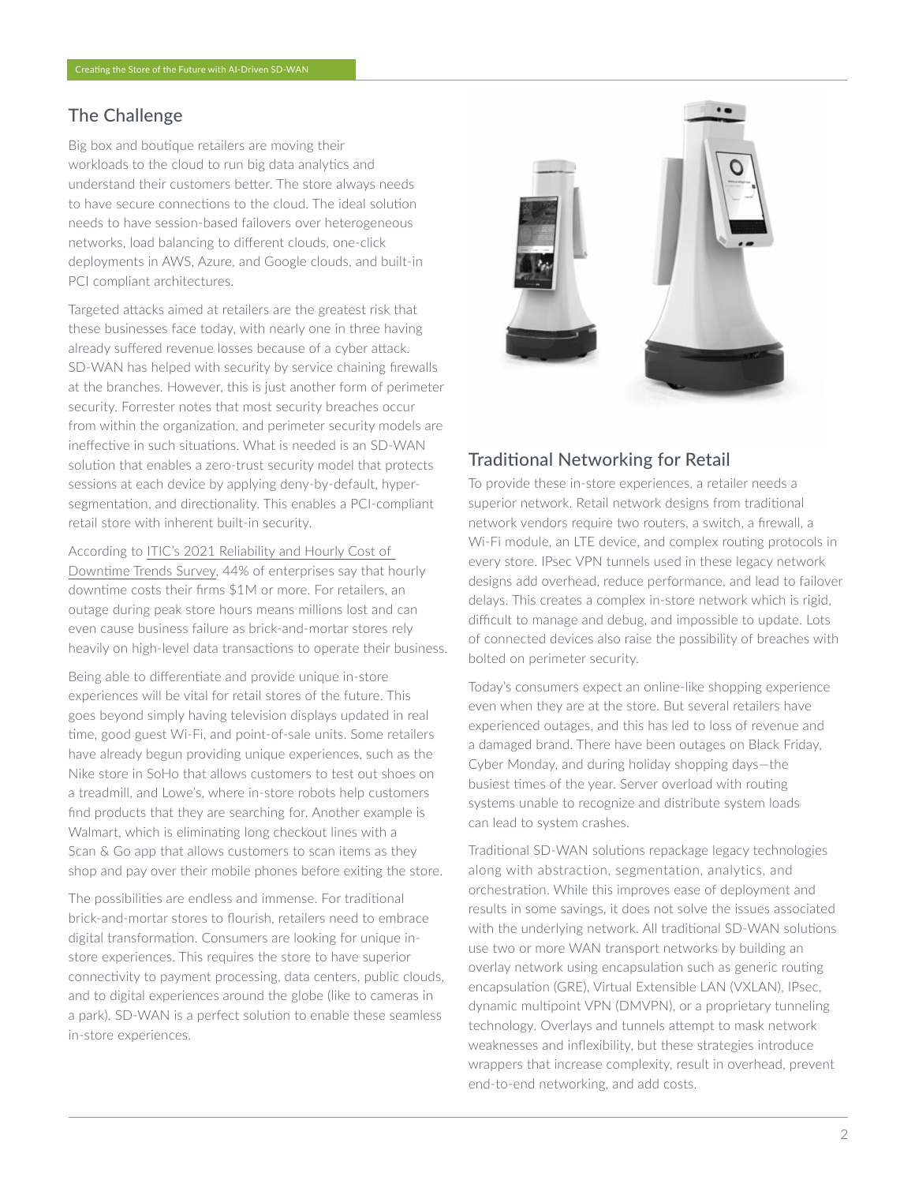## The Challenge

Big box and boutique retailers are moving their workloads to the cloud to run big data analytics and understand their customers better. The store always needs to have secure connections to the cloud. The ideal solution needs to have session-based failovers over heterogeneous networks, load balancing to different clouds, one-click deployments in AWS, Azure, and Google clouds, and built-in PCI compliant architectures.

Targeted attacks aimed at retailers are the greatest risk that these businesses face today, with nearly one in three having already suffered revenue losses because of a cyber attack. SD-WAN has helped with security by service chaining firewalls at the branches. However, this is just another form of perimeter security. Forrester notes that most security breaches occur from within the organization, and perimeter security models are ineffective in such situations. What is needed is an SD-WAN solution that enables a zero-trust security model that protects sessions at each device by applying deny-by-default, hyper-segmentation, and directionality. This enables a PCI-compliant retail store with inherent built-in security.

According to ITIC's 2021 Reliability and Hourly Cost of Downtime Trends Survey, 44% of enterprises say that hourly downtime costs their firms $1M or more. For retailers, an outage during peak store hours means millions lost and can even cause business failure as brick-and-mortar stores rely heavily on high-level data transactions to operate their business.

Being able to differentiate and provide unique in-store experiences will be vital for retail stores of the future. This goes beyond simply having television displays updated in real time, good guest Wi-Fi, and point-of-sale units. Some retailers have already begun providing unique experiences, such as the Nike store in SoHo that allows customers to test out shoes on a treadmill, and Lowe's, where in-store robots help customers find products that they are searching for. Another example is Walmart, which is eliminating long checkout lines with a Scan & Go app that allows customers to scan items as they shop and pay over their mobile phones before exiting the store.

The possibilities are endless and immense. For traditional brick-and-mortar stores to flourish, retailers need to embrace digital transformation. Consumers are looking for unique in-store experiences. This requires the store to have superior connectivity to payment processing, data centers, public clouds, and to digital experiences around the globe (like to cameras in a park). SD-WAN is a perfect solution to enable these seamless in-store experiences.

## Traditional Networking for Retail

To provide these in-store experiences, a retailer needs a superior network. Retail network designs from traditional network vendors require two routers, a switch, a firewall, a Wi-Fi module, an LTE device, and complex routing protocols in every store. IPsec VPN tunnels used in these legacy network designs add overhead, reduce performance, and lead to failover delays. This creates a complex in-store network which is rigid, difficult to manage and debug, and impossible to update. Lots of connected devices also raise the possibility of breaches with bolted on perimeter security.

Today's consumers expect an online-like shopping experience even when they are at the store. But several retailers have experienced outages, and this has led to loss of revenue and a damaged brand. There have been outages on Black Friday, Cyber Monday, and during holiday shopping days—the busiest times of the year. Server overload with routing systems unable to recognize and distribute system loads can lead to system crashes.

Traditional SD-WAN solutions repackage legacy technologies along with abstraction, segmentation, analytics, and orchestration. While this improves ease of deployment and results in some savings, it does not solve the issues associated with the underlying network. All traditional SD-WAN solutions use two or more WAN transport networks by building an overlay network using encapsulation such as generic routing encapsulation (GRE), Virtual Extensible LAN (VXLAN), IPsec, dynamic multipoint VPN (DMVPN), or a proprietary tunneling technology. Overlays and tunnels attempt to mask network weaknesses and inflexibility, but these strategies introduce wrappers that increase complexity, result in overhead, prevent end-to-end networking, and add costs.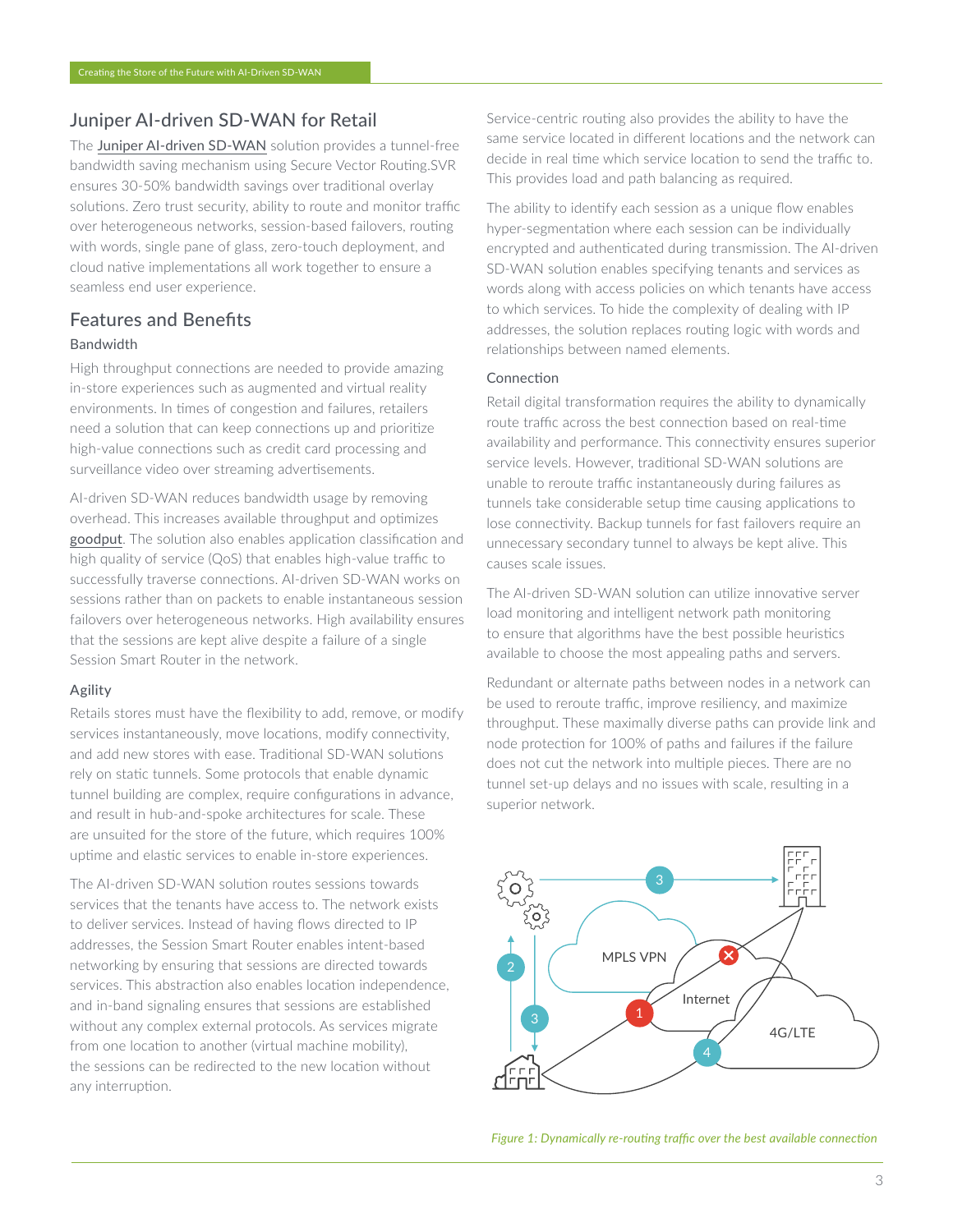## Juniper AI-driven SD-WAN for Retail

The Juniper AI-driven SD-WAN solution provides a tunnel-free bandwidth saving mechanism using Secure Vector Routing.SVR ensures 30-50% bandwidth savings over traditional overlay solutions. Zero trust security, ability to route and monitor traffic over heterogeneous networks, session-based failovers, routing with words, single pane of glass, zero-touch deployment, and cloud native implementations all work together to ensure a seamless end user experience.

## Features and Benefits

### Bandwidth

High throughput connections are needed to provide amazing in-store experiences such as augmented and virtual reality environments. In times of congestion and failures, retailers need a solution that can keep connections up and prioritize high-value connections such as credit card processing and surveillance video over streaming advertisements.

AI-driven SD-WAN reduces bandwidth usage by removing overhead. This increases available throughput and optimizes goodput. The solution also enables application classification and high quality of service (QoS) that enables high-value traffic to successfully traverse connections. AI-driven SD-WAN works on sessions rather than on packets to enable instantaneous session failovers over heterogeneous networks. High availability ensures that the sessions are kept alive despite a failure of a single Session Smart Router in the network.

### Agility

Retails stores must have the flexibility to add, remove, or modify services instantaneously, move locations, modify connectivity, and add new stores with ease. Traditional SD-WAN solutions rely on static tunnels. Some protocols that enable dynamic tunnel building are complex, require configurations in advance, and result in hub-and-spoke architectures for scale. These are unsuited for the store of the future, which requires 100% uptime and elastic services to enable in-store experiences.

The AI-driven SD-WAN solution routes sessions towards services that the tenants have access to. The network exists to deliver services. Instead of having flows directed to IP addresses, the Session Smart Router enables intent-based networking by ensuring that sessions are directed towards services. This abstraction also enables location independence, and in-band signaling ensures that sessions are established without any complex external protocols. As services migrate from one location to another (virtual machine mobility), the sessions can be redirected to the new location without any interruption.

Service-centric routing also provides the ability to have the same service located in different locations and the network can decide in real time which service location to send the traffic to. This provides load and path balancing as required.

The ability to identify each session as a unique flow enables hyper-segmentation where each session can be individually encrypted and authenticated during transmission. The AI-driven SD-WAN solution enables specifying tenants and services as words along with access policies on which tenants have access to which services. To hide the complexity of dealing with IP addresses, the solution replaces routing logic with words and relationships between named elements.

### Connection

Retail digital transformation requires the ability to dynamically route traffic across the best connection based on real-time availability and performance. This connectivity ensures superior service levels. However, traditional SD-WAN solutions are unable to reroute traffic instantaneously during failures as tunnels take considerable setup time causing applications to lose connectivity. Backup tunnels for fast failovers require an unnecessary secondary tunnel to always be kept alive. This causes scale issues.

The AI-driven SD-WAN solution can utilize innovative server load monitoring and intelligent network path monitoring to ensure that algorithms have the best possible heuristics available to choose the most appealing paths and servers.

Redundant or alternate paths between nodes in a network can be used to reroute traffic, improve resiliency, and maximize throughput. These maximally diverse paths can provide link and node protection for 100% of paths and failures if the failure does not cut the network into multiple pieces. There are no tunnel set-up delays and no issues with scale, resulting in a superior network.

*Figure 1: Dynamically re-routing traffic over the best available connection*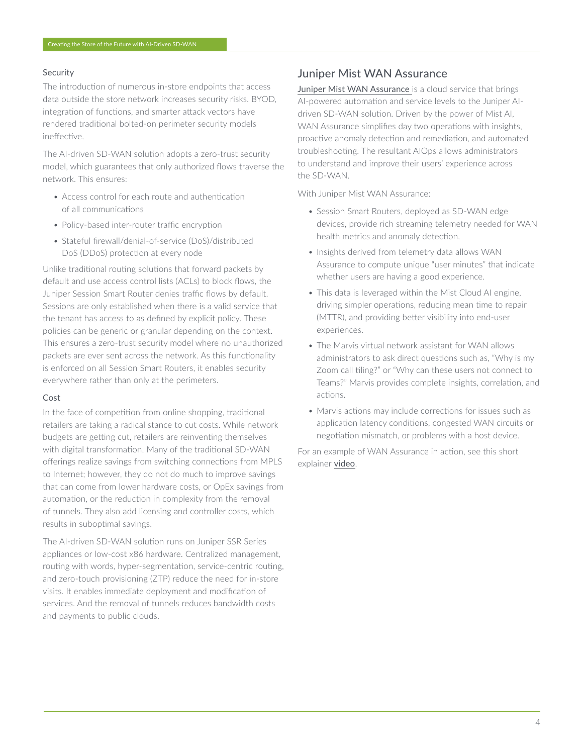### Security

The introduction of numerous in-store endpoints that access data outside the store network increases security risks. BYOD, integration of functions, and smarter attack vectors have rendered traditional bolted-on perimeter security models ineffective.

The AI-driven SD-WAN solution adopts a zero-trust security model, which guarantees that only authorized flows traverse the network. This ensures:

- Access control for each route and authentication of all communications
- Policy-based inter-router traffic encryption
- Stateful firewall/denial-of-service (DoS)/distributed DoS (DDoS) protection at every node

Unlike traditional routing solutions that forward packets by default and use access control lists (ACLs) to block flows, the Juniper Session Smart Router denies traffic flows by default. Sessions are only established when there is a valid service that the tenant has access to as defined by explicit policy. These policies can be generic or granular depending on the context. This ensures a zero-trust security model where no unauthorized packets are ever sent across the network. As this functionality is enforced on all Session Smart Routers, it enables security everywhere rather than only at the perimeters.

### Cost

In the face of competition from online shopping, traditional retailers are taking a radical stance to cut costs. While network budgets are getting cut, retailers are reinventing themselves with digital transformation. Many of the traditional SD-WAN offerings realize savings from switching connections from MPLS to Internet; however, they do not do much to improve savings that can come from lower hardware costs, or OpEx savings from automation, or the reduction in complexity from the removal of tunnels. They also add licensing and controller costs, which results in suboptimal savings.

The AI-driven SD-WAN solution runs on Juniper SSR Series appliances or low-cost x86 hardware. Centralized management, routing with words, hyper-segmentation, service-centric routing, and zero-touch provisioning (ZTP) reduce the need for in-store visits. It enables immediate deployment and modification of services. And the removal of tunnels reduces bandwidth costs and payments to public clouds.

## Juniper Mist WAN Assurance

Juniper Mist WAN Assurance is a cloud service that brings AI-powered automation and service levels to the Juniper AI-driven SD-WAN solution. Driven by the power of Mist AI, WAN Assurance simplifies day two operations with insights, proactive anomaly detection and remediation, and automated troubleshooting. The resultant AIOps allows administrators to understand and improve their users' experience across the SD-WAN.

With Juniper Mist WAN Assurance:

- Session Smart Routers, deployed as SD-WAN edge devices, provide rich streaming telemetry needed for WAN health metrics and anomaly detection.
- Insights derived from telemetry data allows WAN Assurance to compute unique "user minutes" that indicate whether users are having a good experience.
- This data is leveraged within the Mist Cloud AI engine, driving simpler operations, reducing mean time to repair (MTTR), and providing better visibility into end-user experiences.
- The Marvis virtual network assistant for WAN allows administrators to ask direct questions such as, "Why is my Zoom call tiling?" or "Why can these users not connect to Teams?" Marvis provides complete insights, correlation, and actions.
- Marvis actions may include corrections for issues such as application latency conditions, congested WAN circuits or negotiation mismatch, or problems with a host device.

For an example of WAN Assurance in action, see this short explainer video.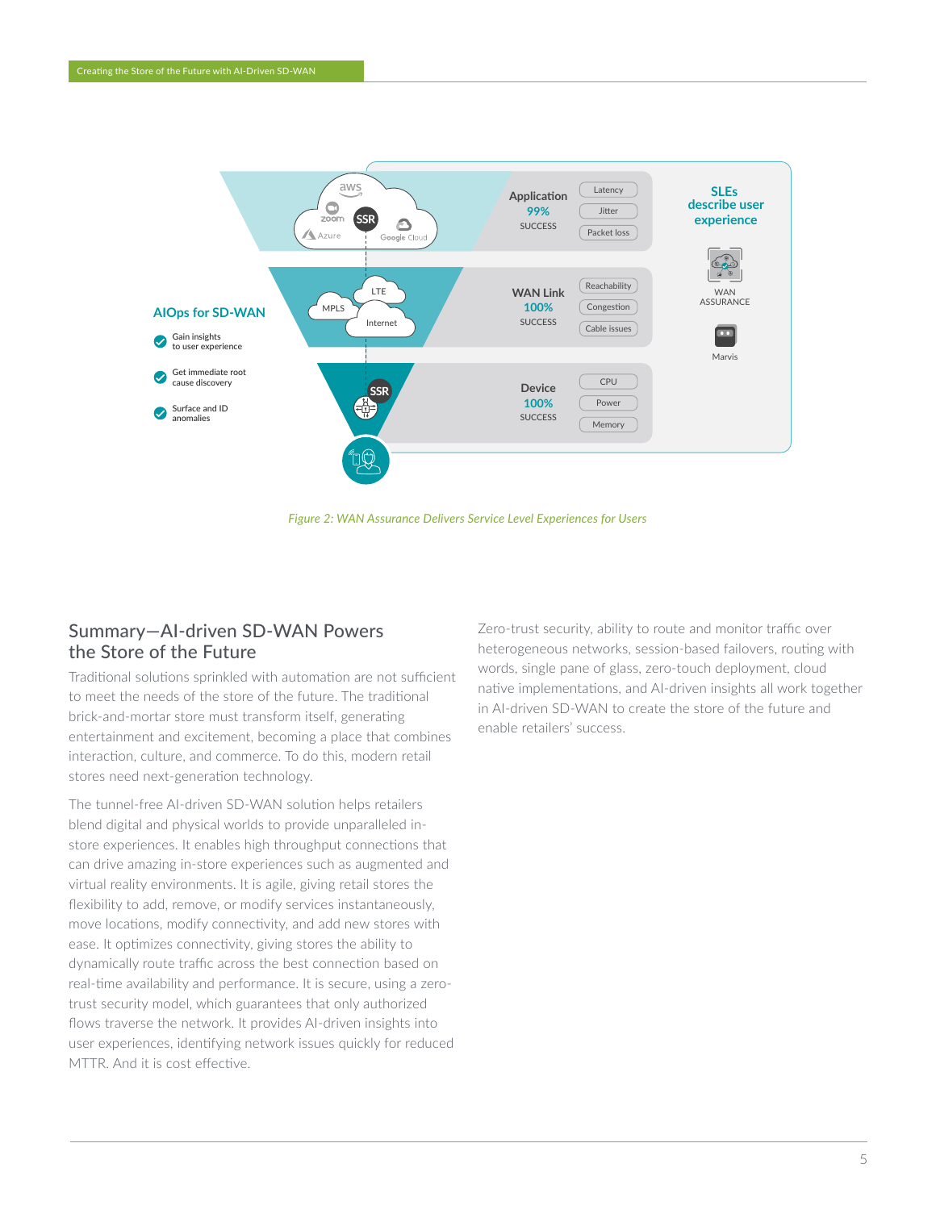*Figure 2: WAN Assurance Delivers Service Level Experiences for Users*

## Summary—AI-driven SD-WAN Powers the Store of the Future

Traditional solutions sprinkled with automation are not sufficient to meet the needs of the store of the future. The traditional brick-and-mortar store must transform itself, generating entertainment and excitement, becoming a place that combines interaction, culture, and commerce. To do this, modern retail stores need next-generation technology.

The tunnel-free AI-driven SD-WAN solution helps retailers blend digital and physical worlds to provide unparalleled in-store experiences. It enables high throughput connections that can drive amazing in-store experiences such as augmented and virtual reality environments. It is agile, giving retail stores the flexibility to add, remove, or modify services instantaneously, move locations, modify connectivity, and add new stores with ease. It optimizes connectivity, giving stores the ability to dynamically route traffic across the best connection based on real-time availability and performance. It is secure, using a zero-trust security model, which guarantees that only authorized flows traverse the network. It provides AI-driven insights into user experiences, identifying network issues quickly for reduced MTTR. And it is cost effective.

Zero-trust security, ability to route and monitor traffic over heterogeneous networks, session-based failovers, routing with words, single pane of glass, zero-touch deployment, cloud native implementations, and AI-driven insights all work together in AI-driven SD-WAN to create the store of the future and enable retailers' success.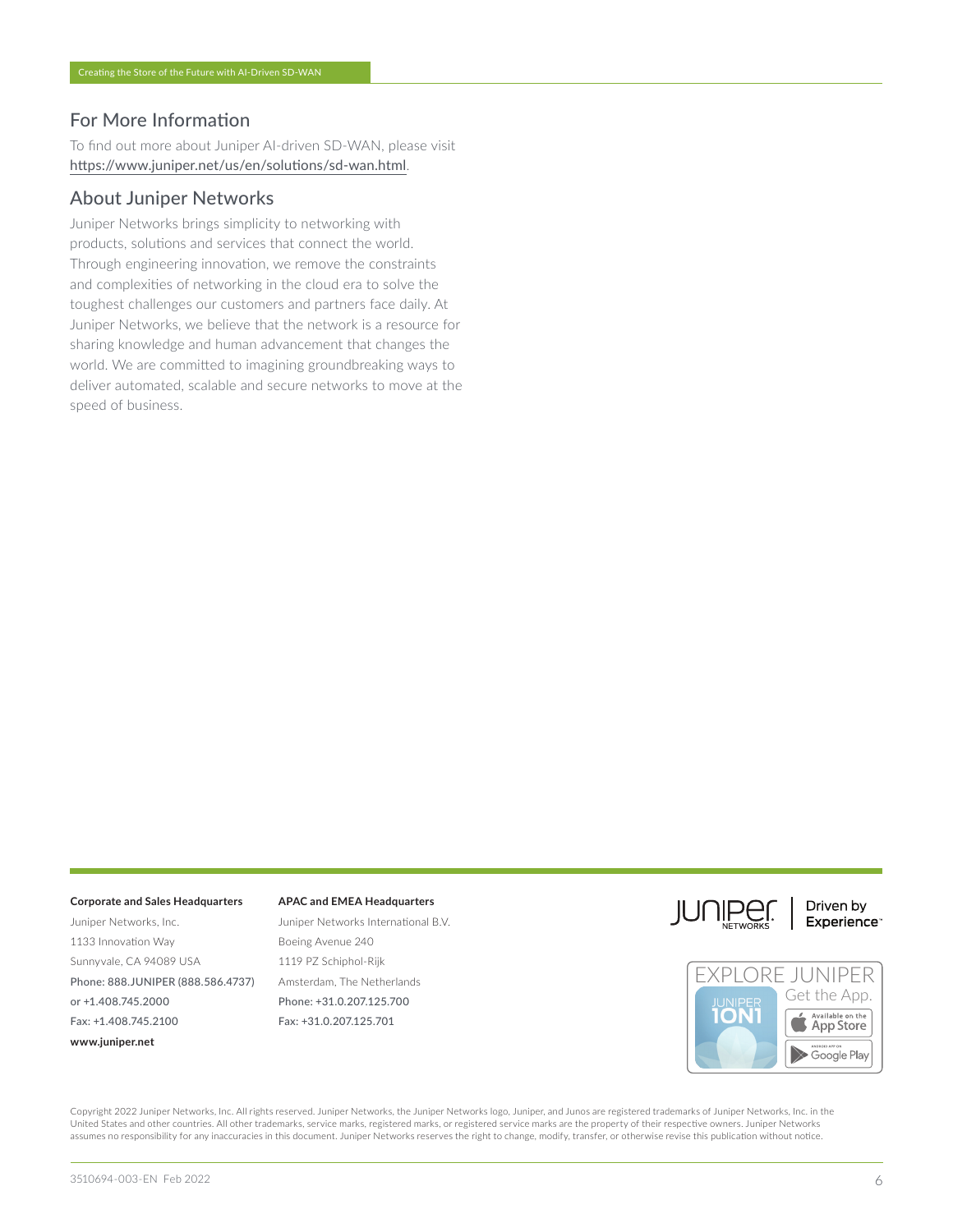## For More Information

To find out more about Juniper AI-driven SD-WAN, please visit https://www.juniper.net/us/en/solutions/sd-wan.html.

## About Juniper Networks

Juniper Networks brings simplicity to networking with products, solutions and services that connect the world. Through engineering innovation, we remove the constraints and complexities of networking in the cloud era to solve the toughest challenges our customers and partners face daily. At Juniper Networks, we believe that the network is a resource for sharing knowledge and human advancement that changes the world. We are committed to imagining groundbreaking ways to deliver automated, scalable and secure networks to move at the speed of business.

**Corporate and Sales Headquarters**

Juniper Networks, Inc.
1133 Innovation Way
Sunnyvale, CA 94089 USA
Phone: 888.JUNIPER (888.586.4737)
or +1.408.745.2000
Fax: +1.408.745.2100
**www.juniper.net**

**APAC and EMEA Headquarters**

Juniper Networks International B.V.
Boeing Avenue 240
1119 PZ Schiphol-Rijk
Amsterdam, The Netherlands
Phone: +31.0.207.125.700
Fax: +31.0.207.125.701

Juniper Networks | Driven by Experience™

EXPLORE JUNIPER
Get the App.
Available on the App Store
Android App on Google Play

Copyright 2022 Juniper Networks, Inc. All rights reserved. Juniper Networks, the Juniper Networks logo, Juniper, and Junos are registered trademarks of Juniper Networks, Inc. in the United States and other countries. All other trademarks, service marks, registered marks, or registered service marks are the property of their respective owners. Juniper Networks assumes no responsibility for any inaccuracies in this document. Juniper Networks reserves the right to change, modify, transfer, or otherwise revise this publication without notice.

3510694-003-EN Feb 2022